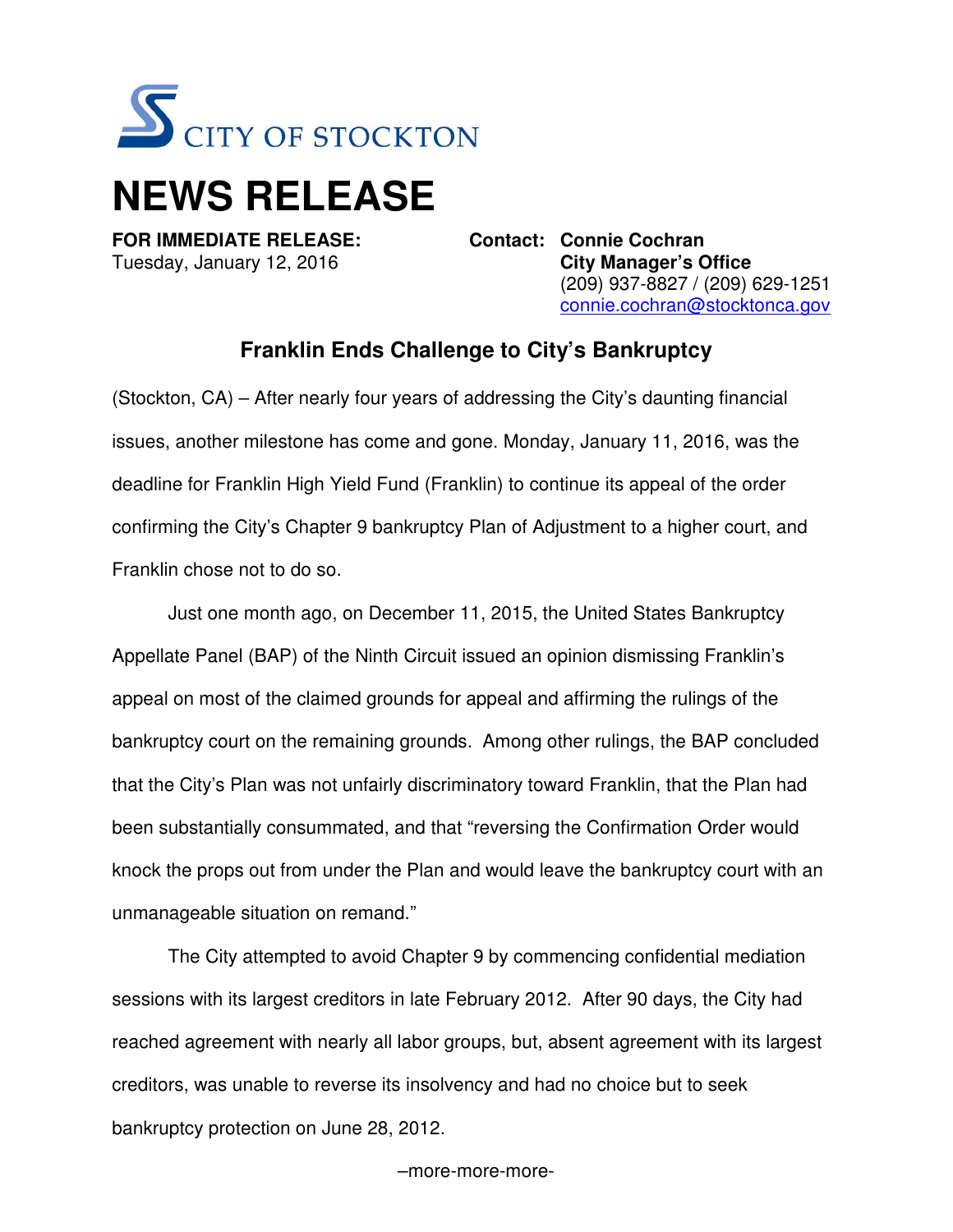CITY OF STOCKTON

# NEWS RELEASE

**FOR IMMEDIATE RELEASE:**
Tuesday, January 12, 2016

**Contact: Connie Cochran**
**City Manager's Office**
(209) 937-8827 / (209) 629-1251
connie.cochran@stocktonca.gov

## Franklin Ends Challenge to City's Bankruptcy

(Stockton, CA) – After nearly four years of addressing the City's daunting financial issues, another milestone has come and gone. Monday, January 11, 2016, was the deadline for Franklin High Yield Fund (Franklin) to continue its appeal of the order confirming the City's Chapter 9 bankruptcy Plan of Adjustment to a higher court, and Franklin chose not to do so.

Just one month ago, on December 11, 2015, the United States Bankruptcy Appellate Panel (BAP) of the Ninth Circuit issued an opinion dismissing Franklin's appeal on most of the claimed grounds for appeal and affirming the rulings of the bankruptcy court on the remaining grounds. Among other rulings, the BAP concluded that the City's Plan was not unfairly discriminatory toward Franklin, that the Plan had been substantially consummated, and that "reversing the Confirmation Order would knock the props out from under the Plan and would leave the bankruptcy court with an unmanageable situation on remand."

The City attempted to avoid Chapter 9 by commencing confidential mediation sessions with its largest creditors in late February 2012. After 90 days, the City had reached agreement with nearly all labor groups, but, absent agreement with its largest creditors, was unable to reverse its insolvency and had no choice but to seek bankruptcy protection on June 28, 2012.

–more-more-more-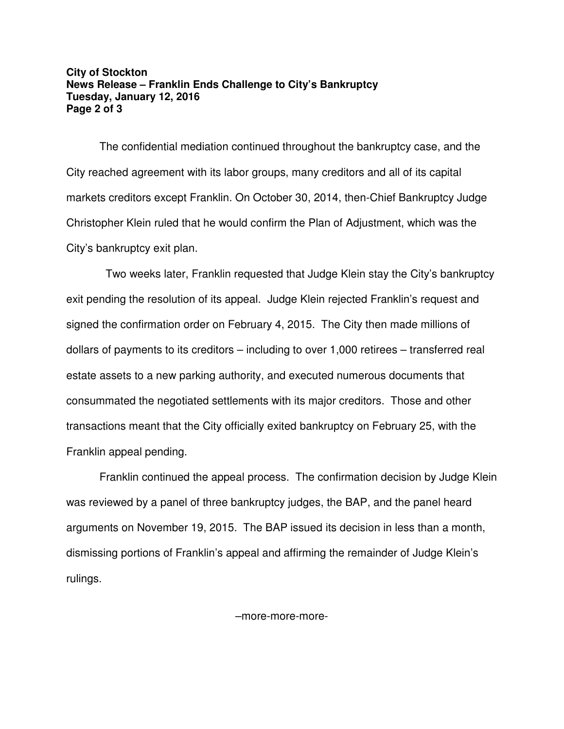The confidential mediation continued throughout the bankruptcy case, and the City reached agreement with its labor groups, many creditors and all of its capital markets creditors except Franklin. On October 30, 2014, then-Chief Bankruptcy Judge Christopher Klein ruled that he would confirm the Plan of Adjustment, which was the City's bankruptcy exit plan.

Two weeks later, Franklin requested that Judge Klein stay the City's bankruptcy exit pending the resolution of its appeal. Judge Klein rejected Franklin's request and signed the confirmation order on February 4, 2015. The City then made millions of dollars of payments to its creditors – including to over 1,000 retirees – transferred real estate assets to a new parking authority, and executed numerous documents that consummated the negotiated settlements with its major creditors. Those and other transactions meant that the City officially exited bankruptcy on February 25, with the Franklin appeal pending.

Franklin continued the appeal process. The confirmation decision by Judge Klein was reviewed by a panel of three bankruptcy judges, the BAP, and the panel heard arguments on November 19, 2015. The BAP issued its decision in less than a month, dismissing portions of Franklin's appeal and affirming the remainder of Judge Klein's rulings.

–more-more-more-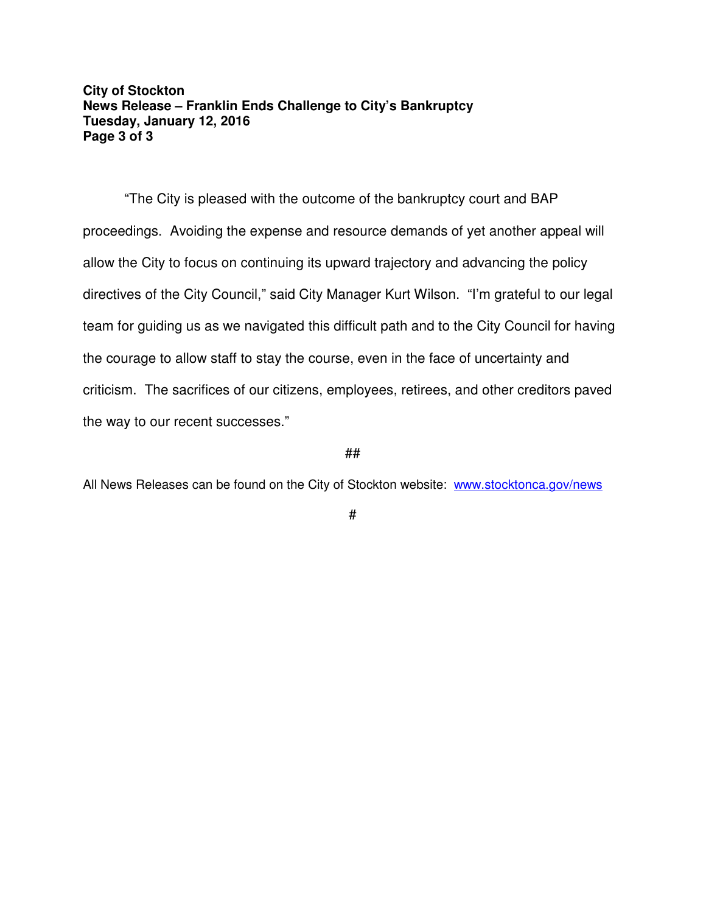"The City is pleased with the outcome of the bankruptcy court and BAP proceedings. Avoiding the expense and resource demands of yet another appeal will allow the City to focus on continuing its upward trajectory and advancing the policy directives of the City Council," said City Manager Kurt Wilson. "I'm grateful to our legal team for guiding us as we navigated this difficult path and to the City Council for having the courage to allow staff to stay the course, even in the face of uncertainty and criticism. The sacrifices of our citizens, employees, retirees, and other creditors paved the way to our recent successes."

##

All News Releases can be found on the City of Stockton website: [www.stocktonca.gov/news](http://www.stocktonca.gov/news)

#